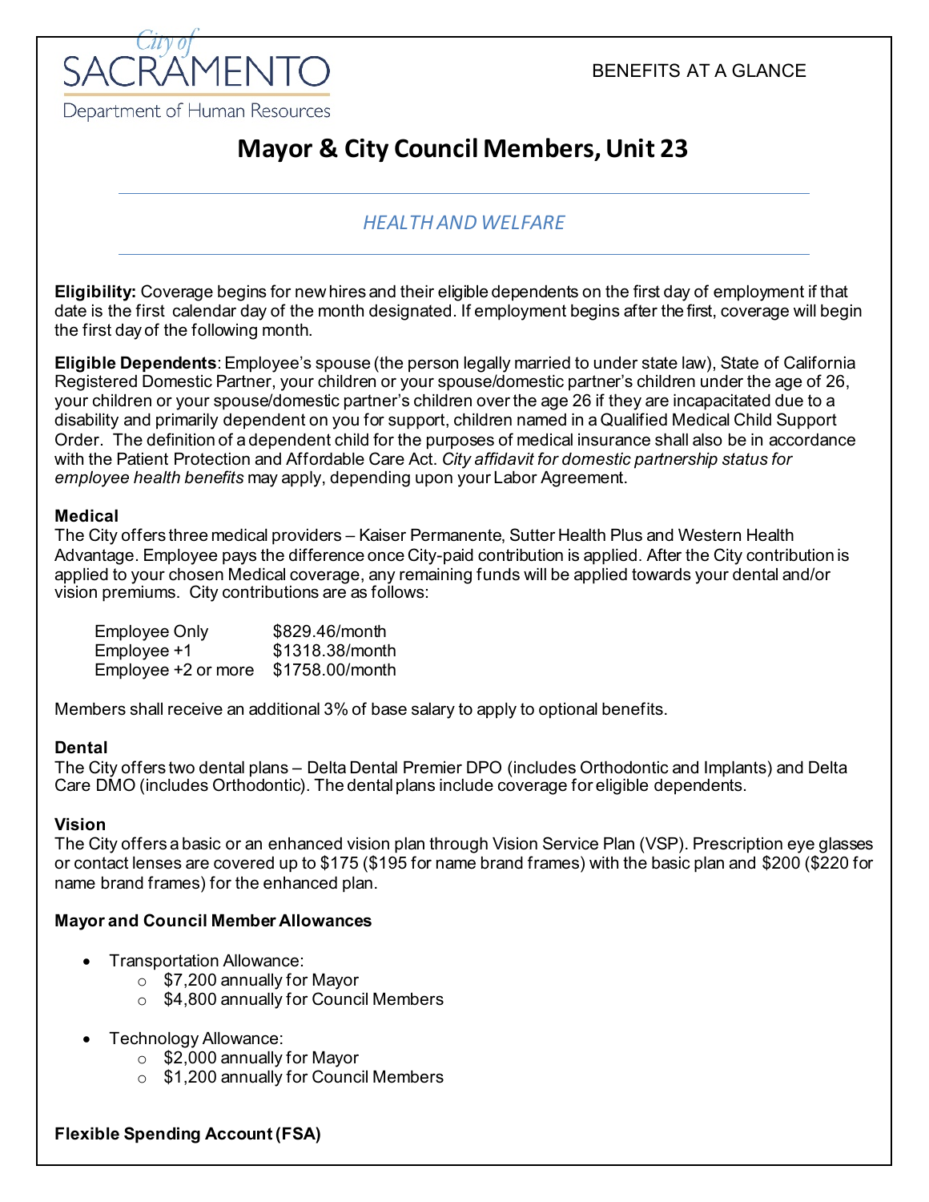City of SACRAMENTO
Department of Human Resources

BENEFITS AT A GLANCE

# Mayor & City Council Members, Unit 23

## *HEALTH AND WELFARE*

**Eligibility:** Coverage begins for new hires and their eligible dependents on the first day of employment if that date is the first calendar day of the month designated. If employment begins after the first, coverage will begin the first day of the following month.

**Eligible Dependents**: Employee's spouse (the person legally married to under state law), State of California Registered Domestic Partner, your children or your spouse/domestic partner's children under the age of 26, your children or your spouse/domestic partner's children over the age 26 if they are incapacitated due to a disability and primarily dependent on you for support, children named in a Qualified Medical Child Support Order. The definition of a dependent child for the purposes of medical insurance shall also be in accordance with the Patient Protection and Affordable Care Act. *City affidavit for domestic partnership status for employee health benefits* may apply, depending upon your Labor Agreement.

**Medical**

The City offers three medical providers – Kaiser Permanente, Sutter Health Plus and Western Health Advantage. Employee pays the difference once City-paid contribution is applied. After the City contribution is applied to your chosen Medical coverage, any remaining funds will be applied towards your dental and/or vision premiums. City contributions are as follows:

| | |
|---|---|
| Employee Only | $829.46/month |
| Employee +1 | $1318.38/month |
| Employee +2 or more | $1758.00/month |

Members shall receive an additional 3% of base salary to apply to optional benefits.

**Dental**

The City offers two dental plans – Delta Dental Premier DPO (includes Orthodontic and Implants) and Delta Care DMO (includes Orthodontic). The dental plans include coverage for eligible dependents.

**Vision**

The City offers a basic or an enhanced vision plan through Vision Service Plan (VSP). Prescription eye glasses or contact lenses are covered up to $175 ($195 for name brand frames) with the basic plan and $200 ($220 for name brand frames) for the enhanced plan.

**Mayor and Council Member Allowances**

- Transportation Allowance:
  - $7,200 annually for Mayor
  - $4,800 annually for Council Members
- Technology Allowance:
  - $2,000 annually for Mayor
  - $1,200 annually for Council Members

**Flexible Spending Account (FSA)**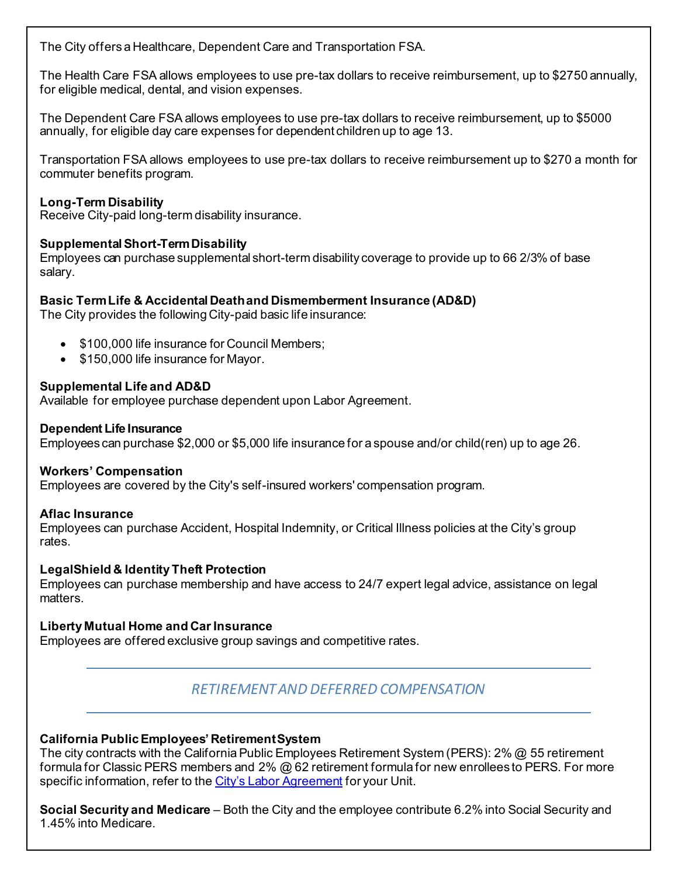The City offers a Healthcare, Dependent Care and Transportation FSA.

The Health Care FSA allows employees to use pre-tax dollars to receive reimbursement, up to $2750 annually, for eligible medical, dental, and vision expenses.

The Dependent Care FSA allows employees to use pre-tax dollars to receive reimbursement, up to $5000 annually, for eligible day care expenses for dependent children up to age 13.

Transportation FSA allows employees to use pre-tax dollars to receive reimbursement up to $270 a month for commuter benefits program.

**Long-Term Disability**
Receive City-paid long-term disability insurance.

**Supplemental Short-Term Disability**
Employees can purchase supplemental short-term disability coverage to provide up to 66 2/3% of base salary.

**Basic Term Life & Accidental Death and Dismemberment Insurance (AD&D)**
The City provides the following City-paid basic life insurance:

- $100,000 life insurance for Council Members;
- $150,000 life insurance for Mayor.

**Supplemental Life and AD&D**
Available for employee purchase dependent upon Labor Agreement.

**Dependent Life Insurance**
Employees can purchase $2,000 or $5,000 life insurance for a spouse and/or child(ren) up to age 26.

**Workers' Compensation**
Employees are covered by the City's self-insured workers' compensation program.

**Aflac Insurance**
Employees can purchase Accident, Hospital Indemnity, or Critical Illness policies at the City's group rates.

**LegalShield & Identity Theft Protection**
Employees can purchase membership and have access to 24/7 expert legal advice, assistance on legal matters.

**Liberty Mutual Home and Car Insurance**
Employees are offered exclusive group savings and competitive rates.

## *RETIREMENT AND DEFERRED COMPENSATION*

**California Public Employees' Retirement System**
The city contracts with the California Public Employees Retirement System (PERS): 2% @ 55 retirement formula for Classic PERS members and 2% @ 62 retirement formula for new enrollees to PERS. For more specific information, refer to the [City's Labor Agreement] for your Unit.

**Social Security and Medicare** – Both the City and the employee contribute 6.2% into Social Security and 1.45% into Medicare.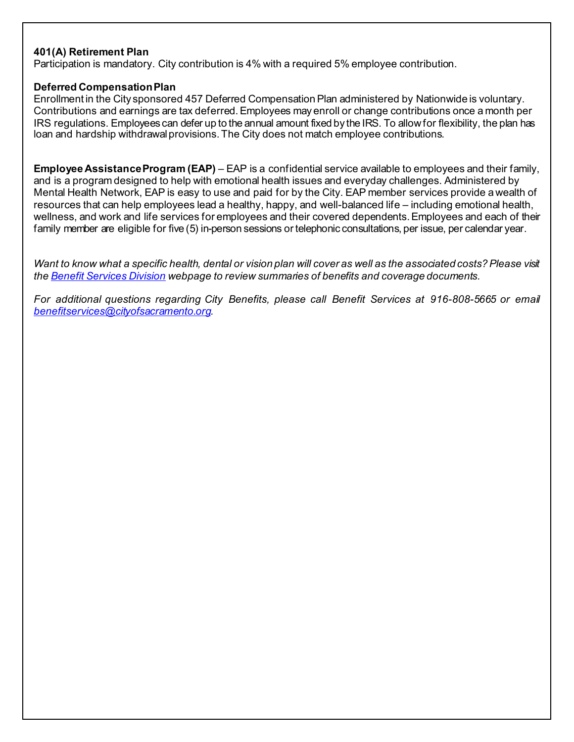**401(A) Retirement Plan**
Participation is mandatory. City contribution is 4% with a required 5% employee contribution.

**Deferred Compensation Plan**
Enrollment in the City sponsored 457 Deferred Compensation Plan administered by Nationwide is voluntary. Contributions and earnings are tax deferred. Employees may enroll or change contributions once a month per IRS regulations. Employees can defer up to the annual amount fixed by the IRS. To allow for flexibility, the plan has loan and hardship withdrawal provisions. The City does not match employee contributions.

**Employee Assistance Program (EAP)** – EAP is a confidential service available to employees and their family, and is a program designed to help with emotional health issues and everyday challenges. Administered by Mental Health Network, EAP is easy to use and paid for by the City. EAP member services provide a wealth of resources that can help employees lead a healthy, happy, and well-balanced life – including emotional health, wellness, and work and life services for employees and their covered dependents. Employees and each of their family member are eligible for five (5) in-person sessions or telephonic consultations, per issue, per calendar year.

*Want to know what a specific health, dental or vision plan will cover as well as the associated costs? Please visit the [Benefit Services Division](#) webpage to review summaries of benefits and coverage documents.*

*For additional questions regarding City Benefits, please call Benefit Services at 916-808-5665 or email [benefitservices@cityofsacramento.org](mailto:benefitservices@cityofsacramento.org).*